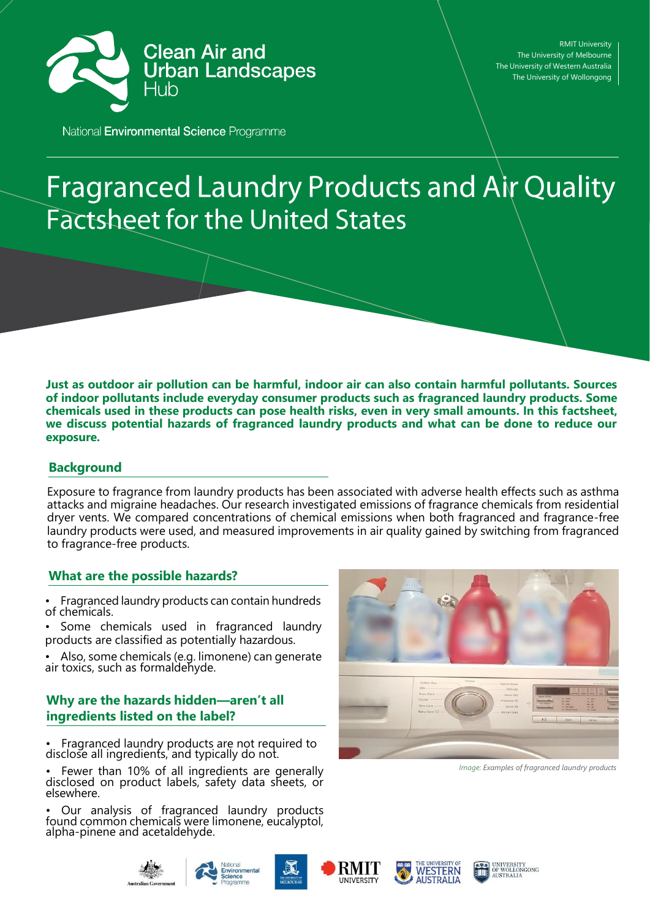Clean Air and Urban Landscapes Hub

National **Environmental Science** Programme

RMIT University
The University of Melbourne
The University of Western Australia
The University of Wollongong

# Fragranced Laundry Products and Air Quality Factsheet for the United States

**Just as outdoor air pollution can be harmful, indoor air can also contain harmful pollutants. Sources of indoor pollutants include everyday consumer products such as fragranced laundry products. Some chemicals used in these products can pose health risks, even in very small amounts. In this factsheet, we discuss potential hazards of fragranced laundry products and what can be done to reduce our exposure.**

## Background

Exposure to fragrance from laundry products has been associated with adverse health effects such as asthma attacks and migraine headaches. Our research investigated emissions of fragrance chemicals from residential dryer vents. We compared concentrations of chemical emissions when both fragranced and fragrance-free laundry products were used, and measured improvements in air quality gained by switching from fragranced to fragrance-free products.

## What are the possible hazards?

- Fragranced laundry products can contain hundreds of chemicals.
- Some chemicals used in fragranced laundry products are classified as potentially hazardous.
- Also, some chemicals (e.g. limonene) can generate air toxics, such as formaldehyde.

## Why are the hazards hidden—aren't all ingredients listed on the label?

- Fragranced laundry products are not required to disclose all ingredients, and typically do not.
- Fewer than 10% of all ingredients are generally disclosed on product labels, safety data sheets, or elsewhere.
- Our analysis of fragranced laundry products found common chemicals were limonene, eucalyptol, alpha-pinene and acetaldehyde.

*Image: Examples of fragranced laundry products*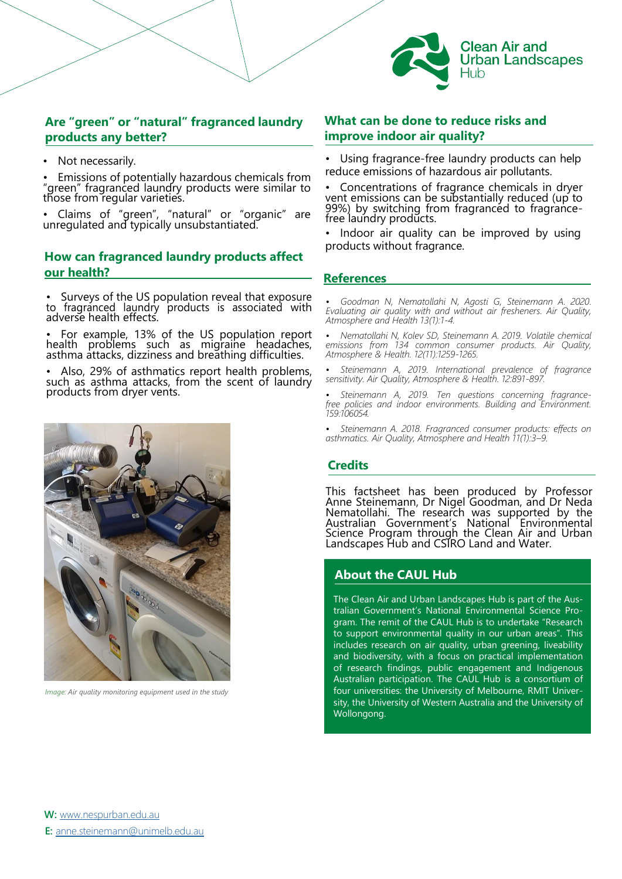## Are "green" or "natural" fragranced laundry products any better?

- Not necessarily.
- Emissions of potentially hazardous chemicals from "green" fragranced laundry products were similar to those from regular varieties.
- Claims of "green", "natural" or "organic" are unregulated and typically unsubstantiated.

## How can fragranced laundry products affect our health?

- Surveys of the US population reveal that exposure to fragranced laundry products is associated with adverse health effects.
- For example, 13% of the US population report health problems such as migraine headaches, asthma attacks, dizziness and breathing difficulties.
- Also, 29% of asthmatics report health problems, such as asthma attacks, from the scent of laundry products from dryer vents.

*Image: Air quality monitoring equipment used in the study*

## What can be done to reduce risks and improve indoor air quality?

- Using fragrance-free laundry products can help reduce emissions of hazardous air pollutants.
- Concentrations of fragrance chemicals in dryer vent emissions can be substantially reduced (up to 99%) by switching from fragranced to fragrance-free laundry products.
- Indoor air quality can be improved by using products without fragrance.

## References

- *Goodman N, Nematollahi N, Agosti G, Steinemann A. 2020. Evaluating air quality with and without air fresheners. Air Quality, Atmosphere and Health 13(1):1-4.*
- *Nematollahi N, Kolev SD, Steinemann A. 2019. Volatile chemical emissions from 134 common consumer products. Air Quality, Atmosphere & Health. 12(11):1259-1265.*
- *Steinemann A, 2019. International prevalence of fragrance sensitivity. Air Quality, Atmosphere & Health. 12:891-897.*
- *Steinemann A, 2019. Ten questions concerning fragrance-free policies and indoor environments. Building and Environment. 159:106054.*
- *Steinemann A. 2018. Fragranced consumer products: effects on asthmatics. Air Quality, Atmosphere and Health 11(1):3–9.*

## Credits

This factsheet has been produced by Professor Anne Steinemann, Dr Nigel Goodman, and Dr Neda Nematollahi. The research was supported by the Australian Government's National Environmental Science Program through the Clean Air and Urban Landscapes Hub and CSIRO Land and Water.

## About the CAUL Hub

The Clean Air and Urban Landscapes Hub is part of the Australian Government's National Environmental Science Program. The remit of the CAUL Hub is to undertake "Research to support environmental quality in our urban areas". This includes research on air quality, urban greening, liveability and biodiversity, with a focus on practical implementation of research findings, public engagement and Indigenous Australian participation. The CAUL Hub is a consortium of four universities: the University of Melbourne, RMIT University, the University of Western Australia and the University of Wollongong.

**W:** www.nespurban.edu.au

**E:** anne.steinemann@unimelb.edu.au